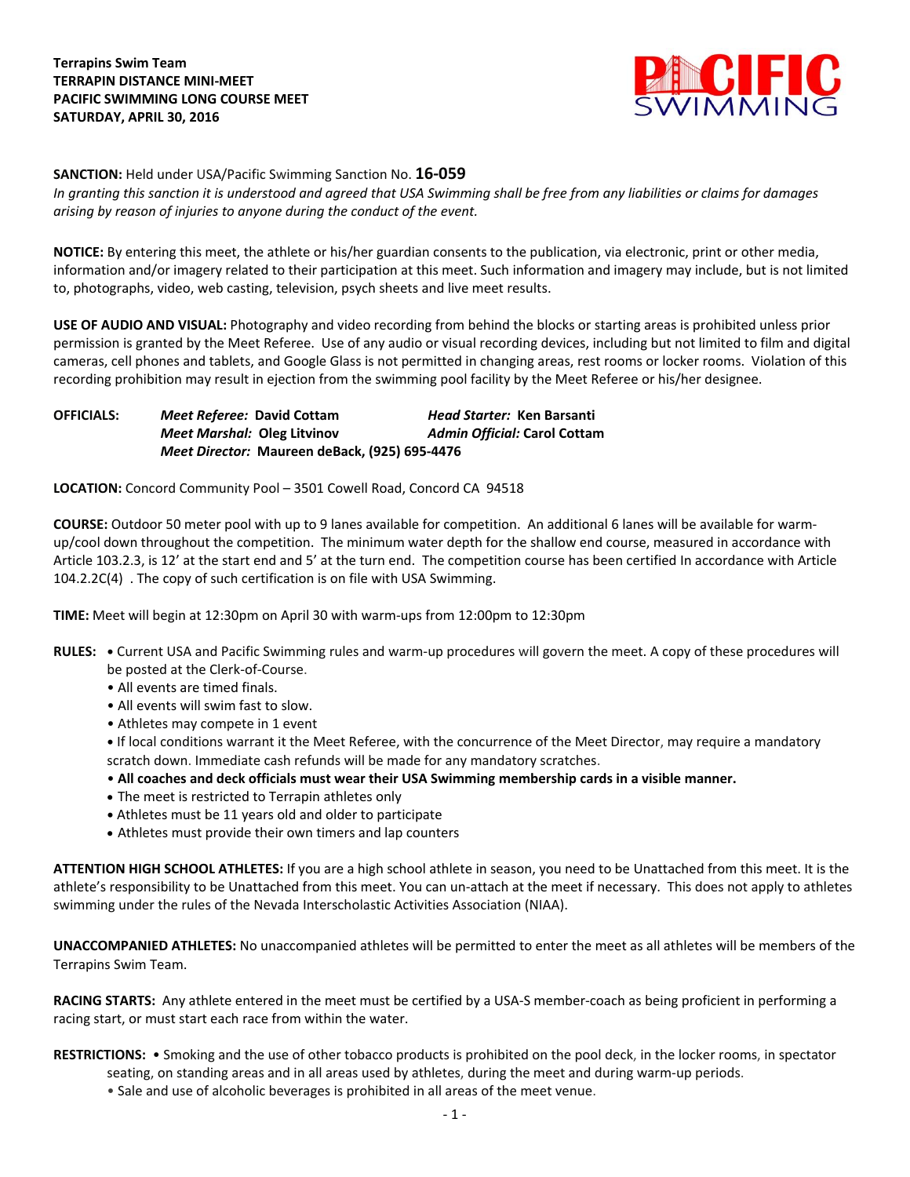**Terrapins Swim Team**
**TERRAPIN DISTANCE MINI-MEET**
**PACIFIC SWIMMING LONG COURSE MEET**
**SATURDAY, APRIL 30, 2016**

**SANCTION:** Held under USA/Pacific Swimming Sanction No. **16-059**
*In granting this sanction it is understood and agreed that USA Swimming shall be free from any liabilities or claims for damages arising by reason of injuries to anyone during the conduct of the event.*

**NOTICE:** By entering this meet, the athlete or his/her guardian consents to the publication, via electronic, print or other media, information and/or imagery related to their participation at this meet. Such information and imagery may include, but is not limited to, photographs, video, web casting, television, psych sheets and live meet results.

**USE OF AUDIO AND VISUAL:** Photography and video recording from behind the blocks or starting areas is prohibited unless prior permission is granted by the Meet Referee. Use of any audio or visual recording devices, including but not limited to film and digital cameras, cell phones and tablets, and Google Glass is not permitted in changing areas, rest rooms or locker rooms. Violation of this recording prohibition may result in ejection from the swimming pool facility by the Meet Referee or his/her designee.

**OFFICIALS:**
***Meet Referee:* David Cottam**
***Head Starter:* Ken Barsanti**
***Meet Marshal:* Oleg Litvinov**
***Admin Official:* Carol Cottam**
***Meet Director:* Maureen deBack, (925) 695-4476**

**LOCATION:** Concord Community Pool – 3501 Cowell Road, Concord CA 94518

**COURSE:** Outdoor 50 meter pool with up to 9 lanes available for competition. An additional 6 lanes will be available for warm-up/cool down throughout the competition. The minimum water depth for the shallow end course, measured in accordance with Article 103.2.3, is 12' at the start end and 5' at the turn end. The competition course has been certified In accordance with Article 104.2.2C(4) . The copy of such certification is on file with USA Swimming.

**TIME:** Meet will begin at 12:30pm on April 30 with warm-ups from 12:00pm to 12:30pm

**RULES:**
- Current USA and Pacific Swimming rules and warm-up procedures will govern the meet. A copy of these procedures will be posted at the Clerk-of-Course.
- All events are timed finals.
- All events will swim fast to slow.
- Athletes may compete in 1 event
- If local conditions warrant it the Meet Referee, with the concurrence of the Meet Director, may require a mandatory scratch down. Immediate cash refunds will be made for any mandatory scratches.
- **All coaches and deck officials must wear their USA Swimming membership cards in a visible manner.**
- The meet is restricted to Terrapin athletes only
- Athletes must be 11 years old and older to participate
- Athletes must provide their own timers and lap counters

**ATTENTION HIGH SCHOOL ATHLETES:** If you are a high school athlete in season, you need to be Unattached from this meet. It is the athlete's responsibility to be Unattached from this meet. You can un-attach at the meet if necessary. This does not apply to athletes swimming under the rules of the Nevada Interscholastic Activities Association (NIAA).

**UNACCOMPANIED ATHLETES:** No unaccompanied athletes will be permitted to enter the meet as all athletes will be members of the Terrapins Swim Team.

**RACING STARTS:** Any athlete entered in the meet must be certified by a USA-S member-coach as being proficient in performing a racing start, or must start each race from within the water.

**RESTRICTIONS:**
- Smoking and the use of other tobacco products is prohibited on the pool deck, in the locker rooms, in spectator seating, on standing areas and in all areas used by athletes, during the meet and during warm-up periods.
- Sale and use of alcoholic beverages is prohibited in all areas of the meet venue.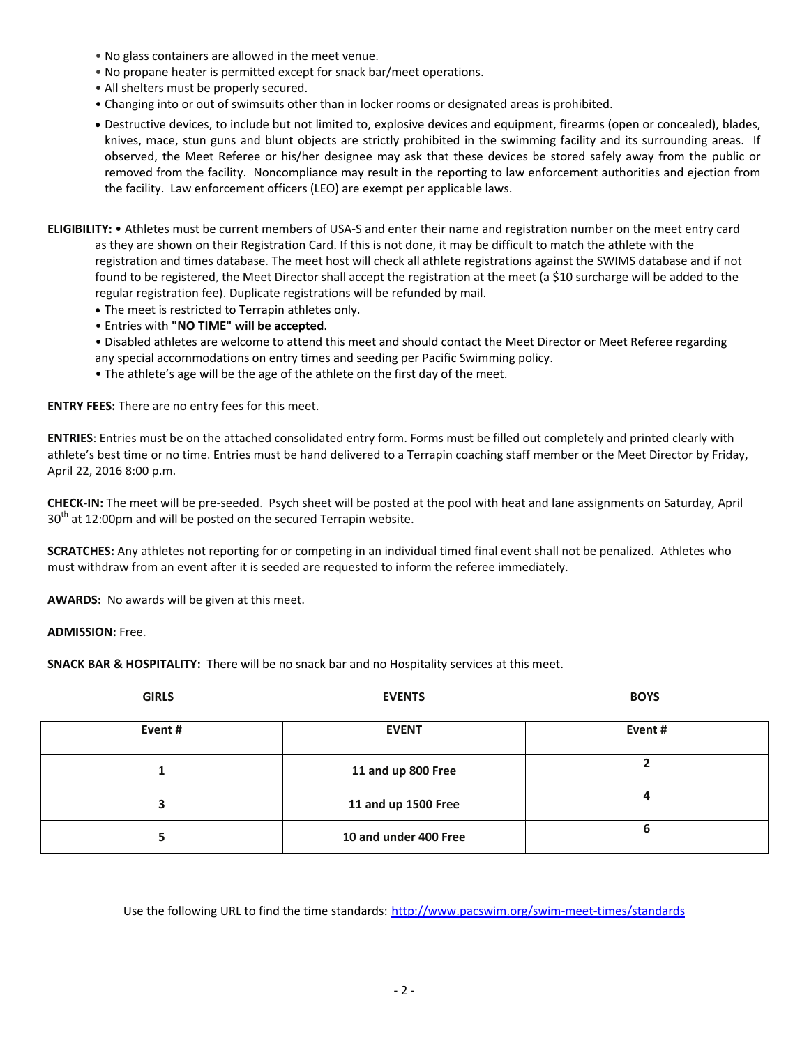- No glass containers are allowed in the meet venue.
- No propane heater is permitted except for snack bar/meet operations.
- All shelters must be properly secured.
- Changing into or out of swimsuits other than in locker rooms or designated areas is prohibited.
- Destructive devices, to include but not limited to, explosive devices and equipment, firearms (open or concealed), blades, knives, mace, stun guns and blunt objects are strictly prohibited in the swimming facility and its surrounding areas. If observed, the Meet Referee or his/her designee may ask that these devices be stored safely away from the public or removed from the facility. Noncompliance may result in the reporting to law enforcement authorities and ejection from the facility. Law enforcement officers (LEO) are exempt per applicable laws.

**ELIGIBILITY:** • Athletes must be current members of USA-S and enter their name and registration number on the meet entry card as they are shown on their Registration Card. If this is not done, it may be difficult to match the athlete with the registration and times database. The meet host will check all athlete registrations against the SWIMS database and if not found to be registered, the Meet Director shall accept the registration at the meet (a $10 surcharge will be added to the regular registration fee). Duplicate registrations will be refunded by mail.

- The meet is restricted to Terrapin athletes only.
- Entries with **"NO TIME" will be accepted**.
- Disabled athletes are welcome to attend this meet and should contact the Meet Director or Meet Referee regarding any special accommodations on entry times and seeding per Pacific Swimming policy.
- The athlete's age will be the age of the athlete on the first day of the meet.

**ENTRY FEES:** There are no entry fees for this meet.

**ENTRIES**: Entries must be on the attached consolidated entry form. Forms must be filled out completely and printed clearly with athlete's best time or no time. Entries must be hand delivered to a Terrapin coaching staff member or the Meet Director by Friday, April 22, 2016 8:00 p.m.

**CHECK-IN:** The meet will be pre-seeded. Psych sheet will be posted at the pool with heat and lane assignments on Saturday, April 30th at 12:00pm and will be posted on the secured Terrapin website.

**SCRATCHES:** Any athletes not reporting for or competing in an individual timed final event shall not be penalized. Athletes who must withdraw from an event after it is seeded are requested to inform the referee immediately.

**AWARDS:** No awards will be given at this meet.

**ADMISSION:** Free.

**SNACK BAR & HOSPITALITY:** There will be no snack bar and no Hospitality services at this meet.

| GIRLS Event # | EVENTS | BOYS Event # |
|---|---|---|
| 1 | 11 and up 800 Free | 2 |
| 3 | 11 and up 1500 Free | 4 |
| 5 | 10 and under 400 Free | 6 |

Use the following URL to find the time standards: http://www.pacswim.org/swim-meet-times/standards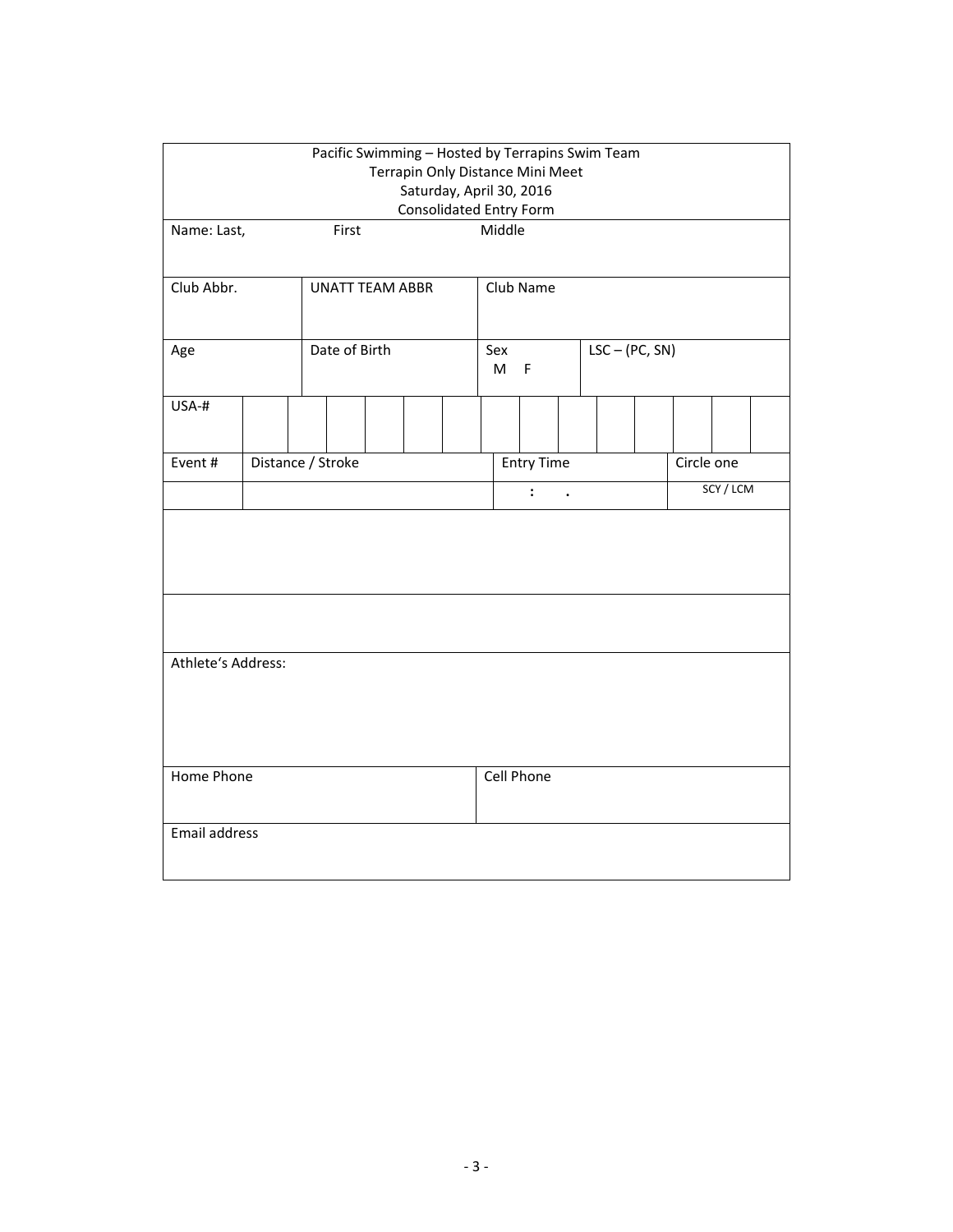Pacific Swimming – Hosted by Terrapins Swim Team
Terrapin Only Distance Mini Meet
Saturday, April 30, 2016
Consolidated Entry Form

| | | | |
|---|---|---|---|
| Name: Last, First Middle | | | |
| Club Abbr. | UNATT TEAM ABBR | Club Name | |
| Age | Date of Birth | Sex M F | LSC – (PC, SN) |

| | | | | | | | | | | | | | | |
|---|---|---|---|---|---|---|---|---|---|---|---|---|---|---|
| USA-# | | | | | | | | | | | | | | |

| Event # | Distance / Stroke | Entry Time | Circle one |
|---|---|---|---|
| | | : . | SCY / LCM |

| |
|---|
| Athlete's Address: |

| | |
|---|---|
| Home Phone | Cell Phone |
| Email address | |